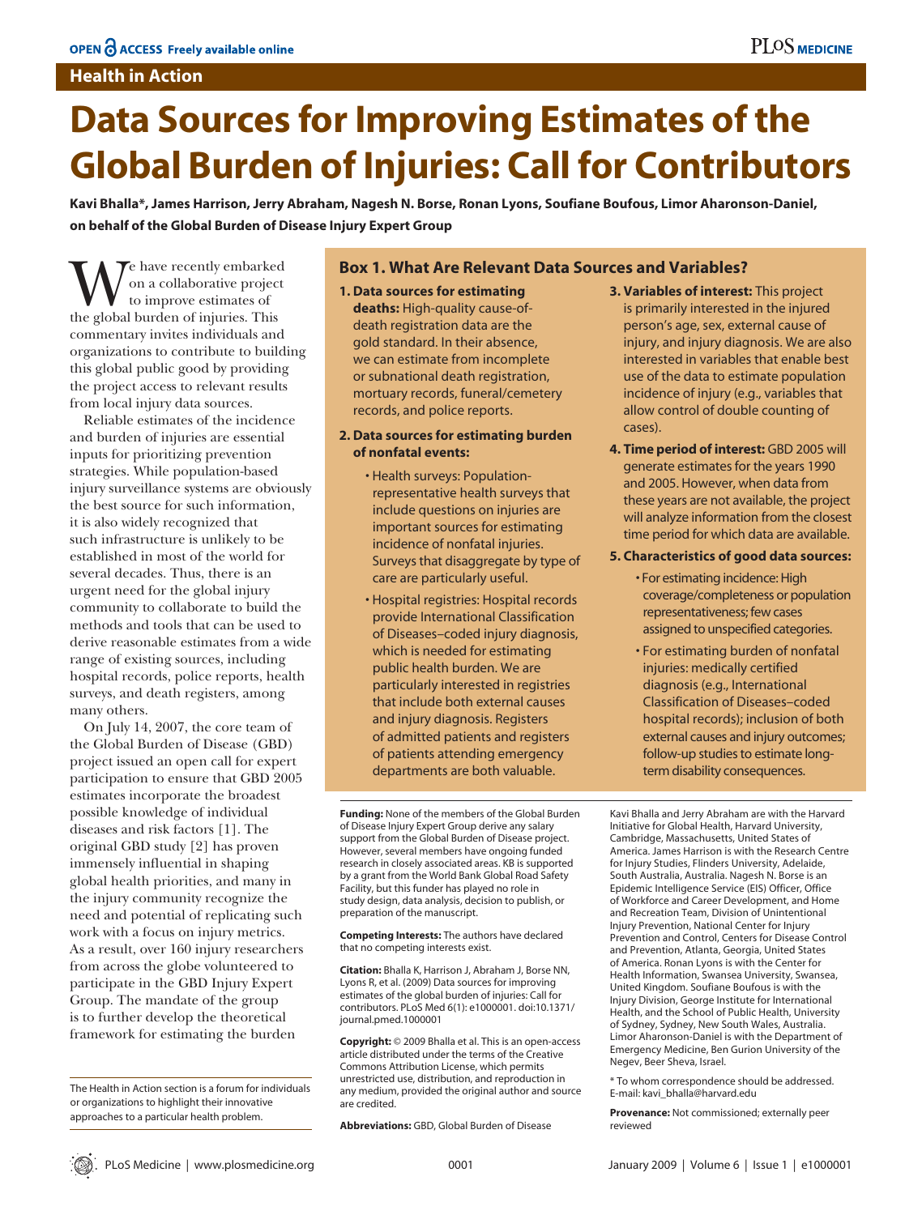Health in Action

# Data Sources for Improving Estimates of the Global Burden of Injuries: Call for Contributors

**Kavi Bhalla*, James Harrison, Jerry Abraham, Nagesh N. Borse, Ronan Lyons, Soufiane Boufous, Limor Aharonson-Daniel, on behalf of the Global Burden of Disease Injury Expert Group**

We have recently embarked on a collaborative project to improve estimates of the global burden of injuries. This commentary invites individuals and organizations to contribute to building this global public good by providing the project access to relevant results from local injury data sources.

Reliable estimates of the incidence and burden of injuries are essential inputs for prioritizing prevention strategies. While population-based injury surveillance systems are obviously the best source for such information, it is also widely recognized that such infrastructure is unlikely to be established in most of the world for several decades. Thus, there is an urgent need for the global injury community to collaborate to build the methods and tools that can be used to derive reasonable estimates from a wide range of existing sources, including hospital records, police reports, health surveys, and death registers, among many others.

On July 14, 2007, the core team of the Global Burden of Disease (GBD) project issued an open call for expert participation to ensure that GBD 2005 estimates incorporate the broadest possible knowledge of individual diseases and risk factors [1]. The original GBD study [2] has proven immensely influential in shaping global health priorities, and many in the injury community recognize the need and potential of replicating such work with a focus on injury metrics. As a result, over 160 injury researchers from across the globe volunteered to participate in the GBD Injury Expert Group. The mandate of the group is to further develop the theoretical framework for estimating the burden

The Health in Action section is a forum for individuals or organizations to highlight their innovative approaches to a particular health problem.

### Box 1. What Are Relevant Data Sources and Variables?

1. **Data sources for estimating deaths:** High-quality cause-of-death registration data are the gold standard. In their absence, we can estimate from incomplete or subnational death registration, mortuary records, funeral/cemetery records, and police reports.
2. **Data sources for estimating burden of nonfatal events:**
   - Health surveys: Population-representative health surveys that include questions on injuries are important sources for estimating incidence of nonfatal injuries. Surveys that disaggregate by type of care are particularly useful.
   - Hospital registries: Hospital records provide International Classification of Diseases–coded injury diagnosis, which is needed for estimating public health burden. We are particularly interested in registries that include both external causes and injury diagnosis. Registers of admitted patients and registers of patients attending emergency departments are both valuable.
3. **Variables of interest:** This project is primarily interested in the injured person's age, sex, external cause of injury, and injury diagnosis. We are also interested in variables that enable best use of the data to estimate population incidence of injury (e.g., variables that allow control of double counting of cases).
4. **Time period of interest:** GBD 2005 will generate estimates for the years 1990 and 2005. However, when data from these years are not available, the project will analyze information from the closest time period for which data are available.
5. **Characteristics of good data sources:**
   - For estimating incidence: High coverage/completeness or population representativeness; few cases assigned to unspecified categories.
   - For estimating burden of nonfatal injuries: medically certified diagnosis (e.g., International Classification of Diseases–coded hospital records); inclusion of both external causes and injury outcomes; follow-up studies to estimate long-term disability consequences.

**Funding:** None of the members of the Global Burden of Disease Injury Expert Group derive any salary support from the Global Burden of Disease project. However, several members have ongoing funded research in closely associated areas. KB is supported by a grant from the World Bank Global Road Safety Facility, but this funder has played no role in study design, data analysis, decision to publish, or preparation of the manuscript.

**Competing Interests:** The authors have declared that no competing interests exist.

**Citation:** Bhalla K, Harrison J, Abraham J, Borse NN, Lyons R, et al. (2009) Data sources for improving estimates of the global burden of injuries: Call for contributors. PLoS Med 6(1): e1000001. doi:10.1371/journal.pmed.1000001

**Copyright:** © 2009 Bhalla et al. This is an open-access article distributed under the terms of the Creative Commons Attribution License, which permits unrestricted use, distribution, and reproduction in any medium, provided the original author and source are credited.

**Abbreviations:** GBD, Global Burden of Disease

Kavi Bhalla and Jerry Abraham are with the Harvard Initiative for Global Health, Harvard University, Cambridge, Massachusetts, United States of America. James Harrison is with the Research Centre for Injury Studies, Flinders University, Adelaide, South Australia, Australia. Nagesh N. Borse is an Epidemic Intelligence Service (EIS) Officer, Office of Workforce and Career Development, and Home and Recreation Team, Division of Unintentional Injury Prevention, National Center for Injury Prevention and Control, Centers for Disease Control and Prevention, Atlanta, Georgia, United States of America. Ronan Lyons is with the Center for Health Information, Swansea University, Swansea, United Kingdom. Soufiane Boufous is with the Injury Division, George Institute for International Health, and the School of Public Health, University of Sydney, Sydney, New South Wales, Australia. Limor Aharonson-Daniel is with the Department of Emergency Medicine, Ben Gurion University of the Negev, Beer Sheva, Israel.

\* To whom correspondence should be addressed. E-mail: kavi_bhalla@harvard.edu

**Provenance:** Not commissioned; externally peer reviewed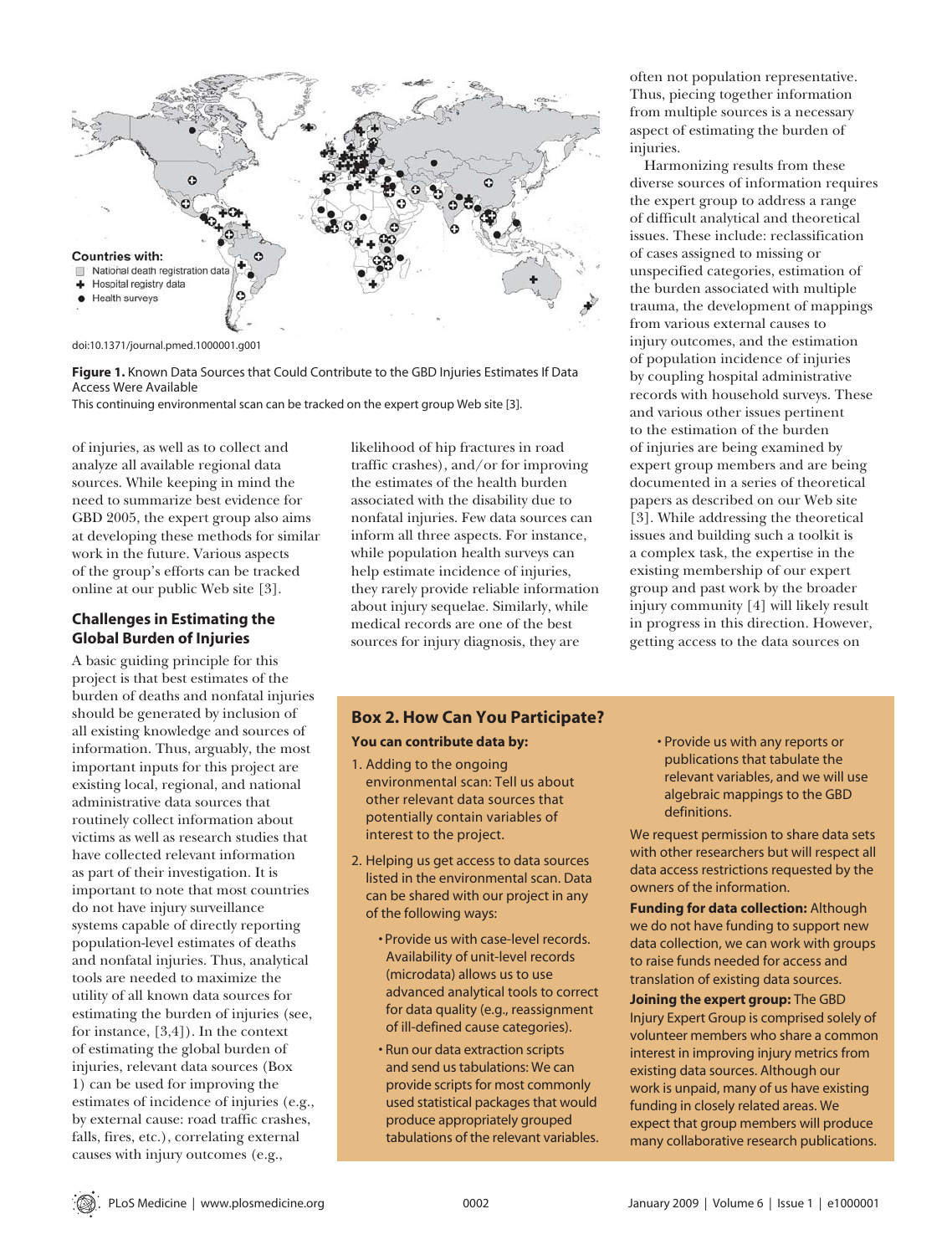Countries with:
National death registration data
Hospital registry data
Health surveys

doi:10.1371/journal.pmed.1000001.g001

**Figure 1.** Known Data Sources that Could Contribute to the GBD Injuries Estimates If Data Access Were Available
This continuing environmental scan can be tracked on the expert group Web site [3].

of injuries, as well as to collect and analyze all available regional data sources. While keeping in mind the need to summarize best evidence for GBD 2005, the expert group also aims at developing these methods for similar work in the future. Various aspects of the group's efforts can be tracked online at our public Web site [3].

## Challenges in Estimating the Global Burden of Injuries

A basic guiding principle for this project is that best estimates of the burden of deaths and nonfatal injuries should be generated by inclusion of all existing knowledge and sources of information. Thus, arguably, the most important inputs for this project are existing local, regional, and national administrative data sources that routinely collect information about victims as well as research studies that have collected relevant information as part of their investigation. It is important to note that most countries do not have injury surveillance systems capable of directly reporting population-level estimates of deaths and nonfatal injuries. Thus, analytical tools are needed to maximize the utility of all known data sources for estimating the burden of injuries (see, for instance, [3,4]). In the context of estimating the global burden of injuries, relevant data sources (Box 1) can be used for improving the estimates of incidence of injuries (e.g., by external cause: road traffic crashes, falls, fires, etc.), correlating external causes with injury outcomes (e.g., likelihood of hip fractures in road traffic crashes), and/or for improving the estimates of the health burden associated with the disability due to nonfatal injuries. Few data sources can inform all three aspects. For instance, while population health surveys can help estimate incidence of injuries, they rarely provide reliable information about injury sequelae. Similarly, while medical records are one of the best sources for injury diagnosis, they are often not population representative. Thus, piecing together information from multiple sources is a necessary aspect of estimating the burden of injuries.

Harmonizing results from these diverse sources of information requires the expert group to address a range of difficult analytical and theoretical issues. These include: reclassification of cases assigned to missing or unspecified categories, estimation of the burden associated with multiple trauma, the development of mappings from various external causes to injury outcomes, and the estimation of population incidence of injuries by coupling hospital administrative records with household surveys. These and various other issues pertinent to the estimation of the burden of injuries are being examined by expert group members and are being documented in a series of theoretical papers as described on our Web site [3]. While addressing the theoretical issues and building such a toolkit is a complex task, the expertise in the existing membership of our expert group and past work by the broader injury community [4] will likely result in progress in this direction. However, getting access to the data sources on

### Box 2. How Can You Participate?

**You can contribute data by:**

1. Adding to the ongoing environmental scan: Tell us about other relevant data sources that potentially contain variables of interest to the project.
2. Helping us get access to data sources listed in the environmental scan. Data can be shared with our project in any of the following ways:
   - Provide us with case-level records. Availability of unit-level records (microdata) allows us to use advanced analytical tools to correct for data quality (e.g., reassignment of ill-defined cause categories).
   - Run our data extraction scripts and send us tabulations: We can provide scripts for most commonly used statistical packages that would produce appropriately grouped tabulations of the relevant variables.
   - Provide us with any reports or publications that tabulate the relevant variables, and we will use algebraic mappings to the GBD definitions.

We request permission to share data sets with other researchers but will respect all data access restrictions requested by the owners of the information.

**Funding for data collection:** Although we do not have funding to support new data collection, we can work with groups to raise funds needed for access and translation of existing data sources.

**Joining the expert group:** The GBD Injury Expert Group is comprised solely of volunteer members who share a common interest in improving injury metrics from existing data sources. Although our work is unpaid, many of us have existing funding in closely related areas. We expect that group members will produce many collaborative research publications.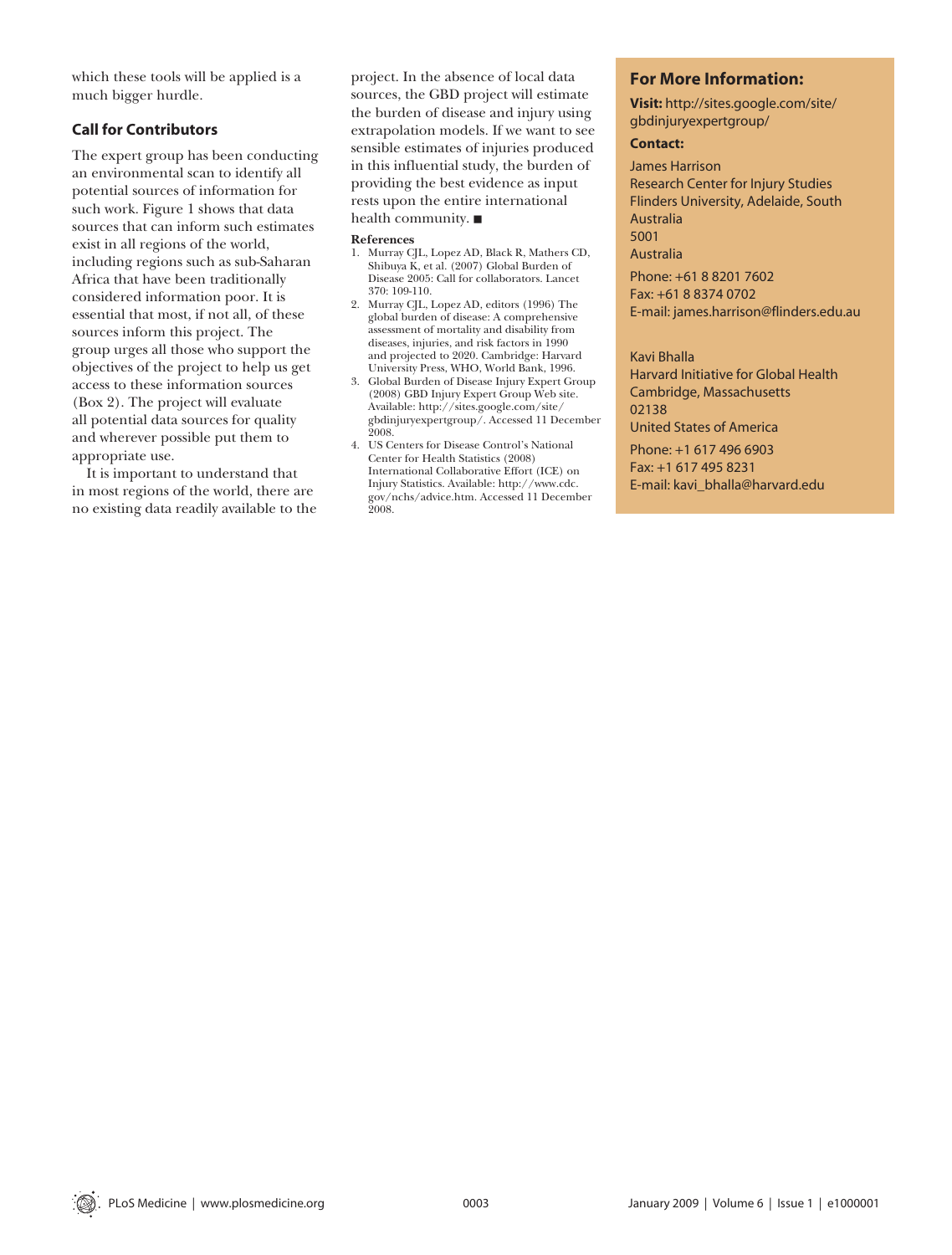which these tools will be applied is a much bigger hurdle.

### Call for Contributors

The expert group has been conducting an environmental scan to identify all potential sources of information for such work. Figure 1 shows that data sources that can inform such estimates exist in all regions of the world, including regions such as sub-Saharan Africa that have been traditionally considered information poor. It is essential that most, if not all, of these sources inform this project. The group urges all those who support the objectives of the project to help us get access to these information sources (Box 2). The project will evaluate all potential data sources for quality and wherever possible put them to appropriate use.

It is important to understand that in most regions of the world, there are no existing data readily available to the project. In the absence of local data sources, the GBD project will estimate the burden of disease and injury using extrapolation models. If we want to see sensible estimates of injuries produced in this influential study, the burden of providing the best evidence as input rests upon the entire international health community. ■

**References**

1. Murray CJL, Lopez AD, Black R, Mathers CD, Shibuya K, et al. (2007) Global Burden of Disease 2005: Call for collaborators. Lancet 370: 109-110.
2. Murray CJL, Lopez AD, editors (1996) The global burden of disease: A comprehensive assessment of mortality and disability from diseases, injuries, and risk factors in 1990 and projected to 2020. Cambridge: Harvard University Press, WHO, World Bank, 1996.
3. Global Burden of Disease Injury Expert Group (2008) GBD Injury Expert Group Web site. Available: http://sites.google.com/site/gbdinjuryexpertgroup/. Accessed 11 December 2008.
4. US Centers for Disease Control's National Center for Health Statistics (2008) International Collaborative Effort (ICE) on Injury Statistics. Available: http://www.cdc.gov/nchs/advice.htm. Accessed 11 December 2008.

## For More Information:

**Visit:** http://sites.google.com/site/gbdinjuryexpertgroup/

**Contact:**

James Harrison
Research Center for Injury Studies
Flinders University, Adelaide, South Australia
5001
Australia

Phone: +61 8 8201 7602
Fax: +61 8 8374 0702
E-mail: james.harrison@flinders.edu.au

Kavi Bhalla
Harvard Initiative for Global Health
Cambridge, Massachusetts
02138
United States of America

Phone: +1 617 496 6903
Fax: +1 617 495 8231
E-mail: kavi_bhalla@harvard.edu